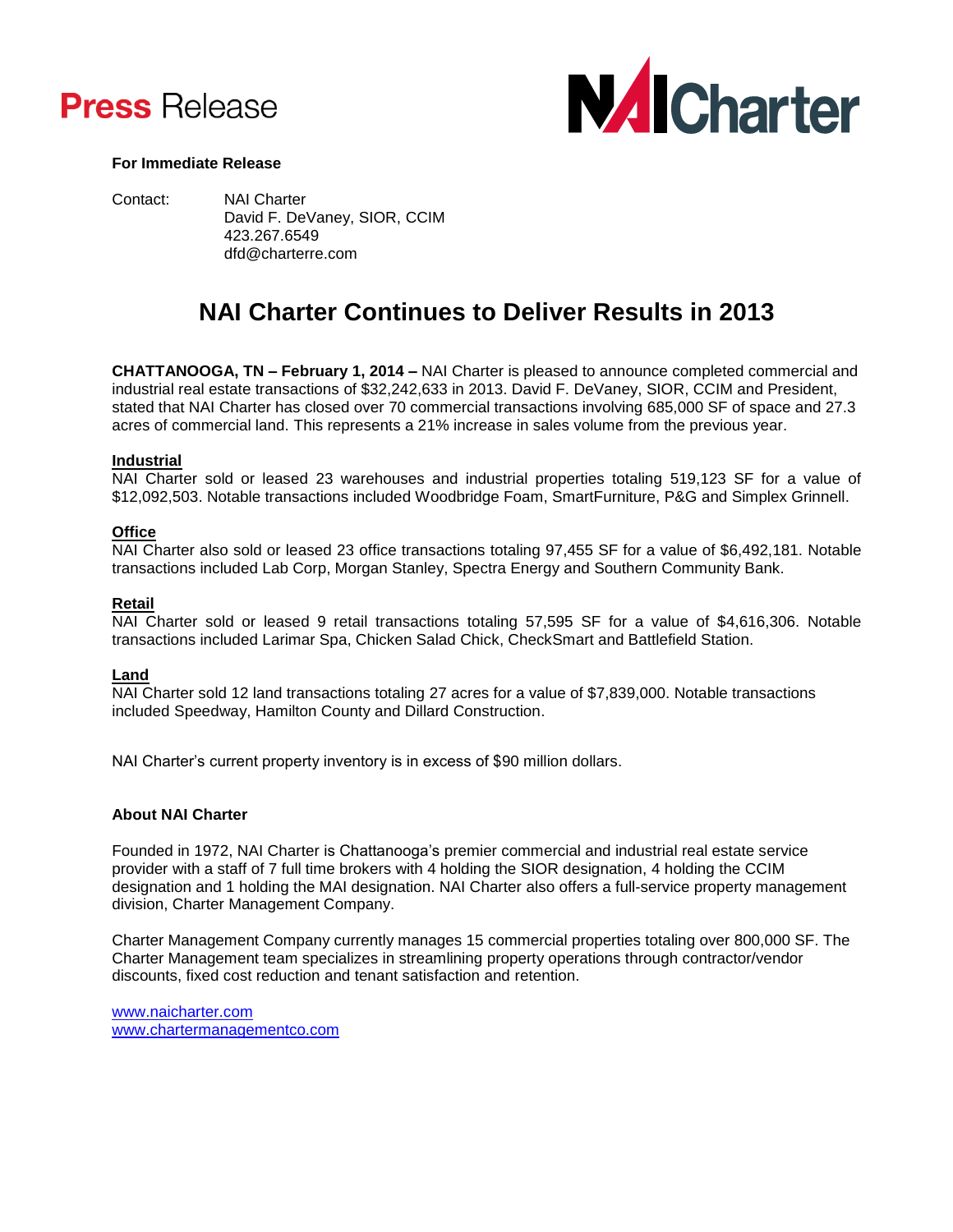**Press** Release

NAI Charter

**For Immediate Release**

Contact: NAI Charter
David F. DeVaney, SIOR, CCIM
423.267.6549
dfd@charterre.com

# NAI Charter Continues to Deliver Results in 2013

**CHATTANOOGA, TN – February 1, 2014 –** NAI Charter is pleased to announce completed commercial and industrial real estate transactions of $32,242,633 in 2013. David F. DeVaney, SIOR, CCIM and President, stated that NAI Charter has closed over 70 commercial transactions involving 685,000 SF of space and 27.3 acres of commercial land. This represents a 21% increase in sales volume from the previous year.

**Industrial**
NAI Charter sold or leased 23 warehouses and industrial properties totaling 519,123 SF for a value of $12,092,503. Notable transactions included Woodbridge Foam, SmartFurniture, P&G and Simplex Grinnell.

**Office**
NAI Charter also sold or leased 23 office transactions totaling 97,455 SF for a value of $6,492,181. Notable transactions included Lab Corp, Morgan Stanley, Spectra Energy and Southern Community Bank.

**Retail**
NAI Charter sold or leased 9 retail transactions totaling 57,595 SF for a value of $4,616,306. Notable transactions included Larimar Spa, Chicken Salad Chick, CheckSmart and Battlefield Station.

**Land**
NAI Charter sold 12 land transactions totaling 27 acres for a value of $7,839,000. Notable transactions included Speedway, Hamilton County and Dillard Construction.

NAI Charter's current property inventory is in excess of $90 million dollars.

**About NAI Charter**

Founded in 1972, NAI Charter is Chattanooga's premier commercial and industrial real estate service provider with a staff of 7 full time brokers with 4 holding the SIOR designation, 4 holding the CCIM designation and 1 holding the MAI designation. NAI Charter also offers a full-service property management division, Charter Management Company.

Charter Management Company currently manages 15 commercial properties totaling over 800,000 SF. The Charter Management team specializes in streamlining property operations through contractor/vendor discounts, fixed cost reduction and tenant satisfaction and retention.

www.naicharter.com
www.chartermanagementco.com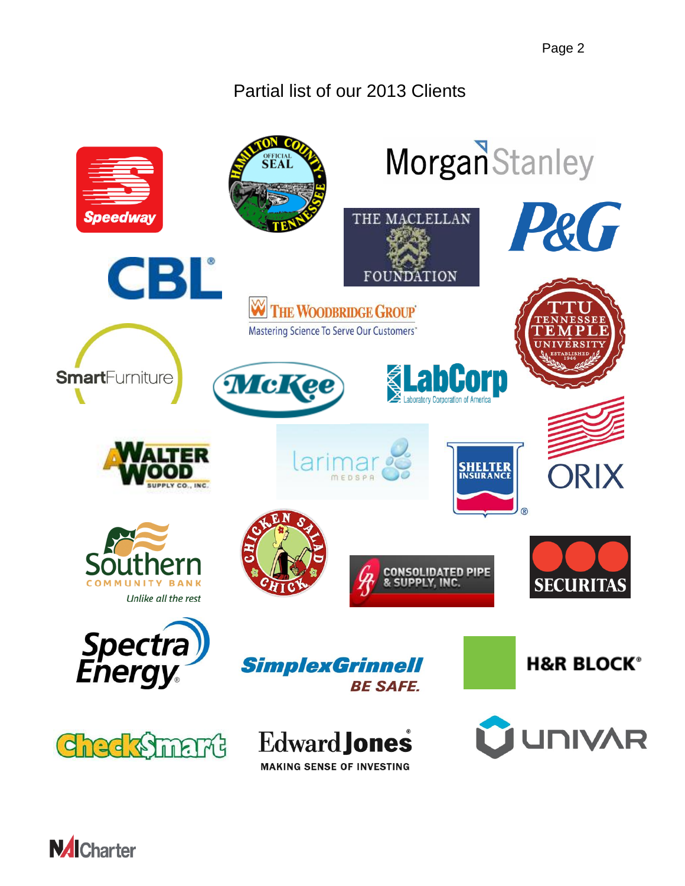Partial list of our 2013 Clients

Speedway

Hamilton County Tennessee Official Seal

Morgan Stanley

The Maclellan Foundation

P&G

CBL®

The Woodbridge Group®
Mastering Science To Serve Our Customers™

TTU Tennessee Temple University Established 1946

SmartFurniture

McKee

LabCorp
Laboratory Corporation of America

Walter Wood Supply Co., Inc.

larimar medspa

Shelter Insurance®

ORIX

Southern Community Bank
Unlike all the rest

Chicken Salad Chick

Consolidated Pipe & Supply, Inc.

Securitas

Spectra Energy®

SimplexGrinnell
BE SAFE.

H&R Block®

Check$mart

Edward Jones®
MAKING SENSE OF INVESTING

UNIVAR

NAI Charter